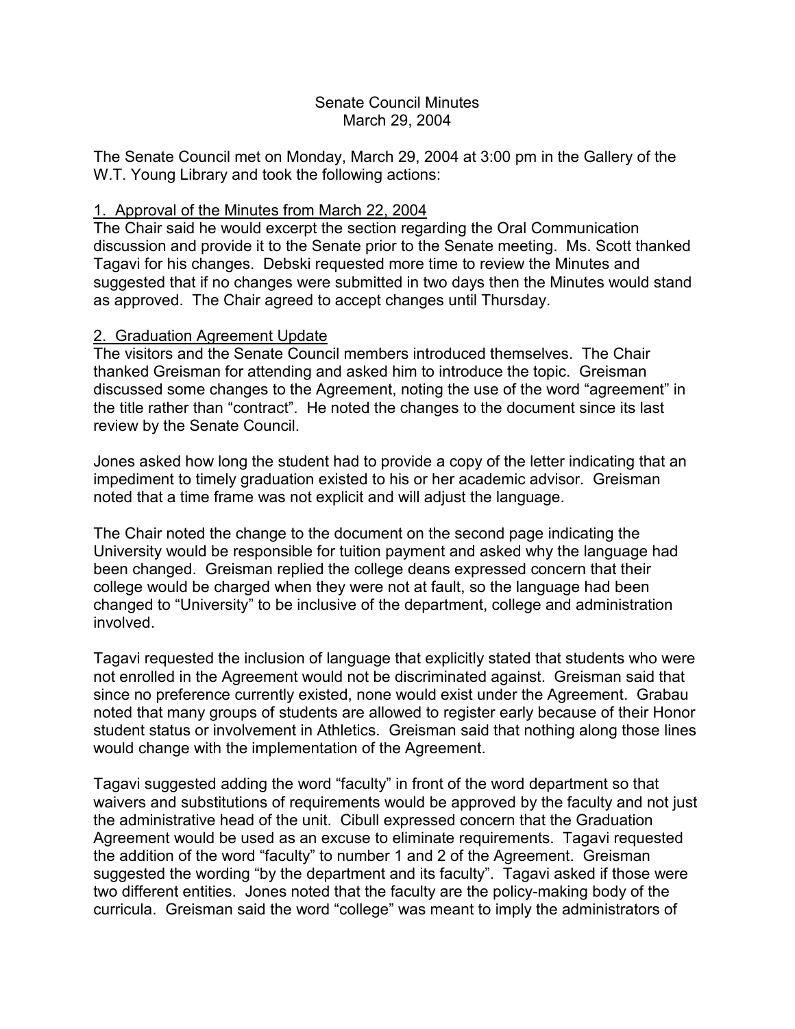# Senate Council Minutes
## March 29, 2004

The Senate Council met on Monday, March 29, 2004 at 3:00 pm in the Gallery of the W.T. Young Library and took the following actions:

### 1. Approval of the Minutes from March 22, 2004

The Chair said he would excerpt the section regarding the Oral Communication discussion and provide it to the Senate prior to the Senate meeting. Ms. Scott thanked Tagavi for his changes. Debski requested more time to review the Minutes and suggested that if no changes were submitted in two days then the Minutes would stand as approved. The Chair agreed to accept changes until Thursday.

### 2. Graduation Agreement Update

The visitors and the Senate Council members introduced themselves. The Chair thanked Greisman for attending and asked him to introduce the topic. Greisman discussed some changes to the Agreement, noting the use of the word "agreement" in the title rather than "contract". He noted the changes to the document since its last review by the Senate Council.

Jones asked how long the student had to provide a copy of the letter indicating that an impediment to timely graduation existed to his or her academic advisor. Greisman noted that a time frame was not explicit and will adjust the language.

The Chair noted the change to the document on the second page indicating the University would be responsible for tuition payment and asked why the language had been changed. Greisman replied the college deans expressed concern that their college would be charged when they were not at fault, so the language had been changed to "University" to be inclusive of the department, college and administration involved.

Tagavi requested the inclusion of language that explicitly stated that students who were not enrolled in the Agreement would not be discriminated against. Greisman said that since no preference currently existed, none would exist under the Agreement. Grabau noted that many groups of students are allowed to register early because of their Honor student status or involvement in Athletics. Greisman said that nothing along those lines would change with the implementation of the Agreement.

Tagavi suggested adding the word "faculty" in front of the word department so that waivers and substitutions of requirements would be approved by the faculty and not just the administrative head of the unit. Cibull expressed concern that the Graduation Agreement would be used as an excuse to eliminate requirements. Tagavi requested the addition of the word "faculty" to number 1 and 2 of the Agreement. Greisman suggested the wording "by the department and its faculty". Tagavi asked if those were two different entities. Jones noted that the faculty are the policy-making body of the curricula. Greisman said the word "college" was meant to imply the administrators of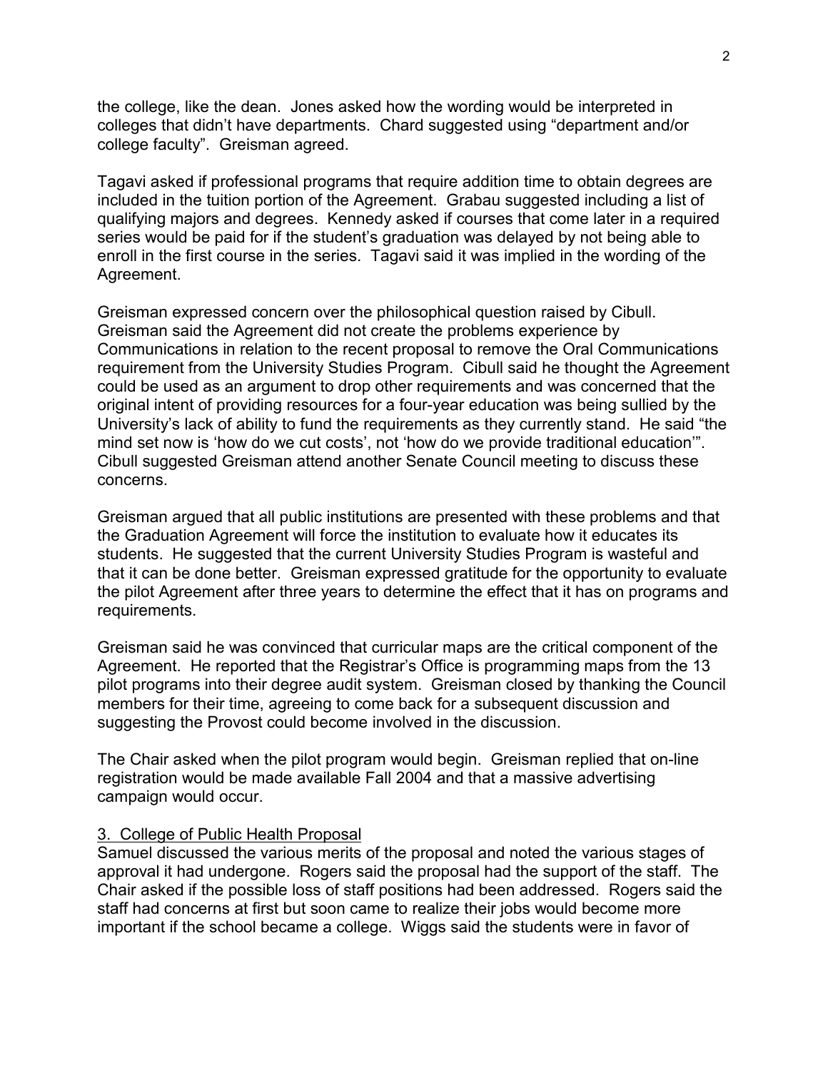the college, like the dean. Jones asked how the wording would be interpreted in colleges that didn't have departments. Chard suggested using "department and/or college faculty". Greisman agreed.

Tagavi asked if professional programs that require addition time to obtain degrees are included in the tuition portion of the Agreement. Grabau suggested including a list of qualifying majors and degrees. Kennedy asked if courses that come later in a required series would be paid for if the student's graduation was delayed by not being able to enroll in the first course in the series. Tagavi said it was implied in the wording of the Agreement.

Greisman expressed concern over the philosophical question raised by Cibull. Greisman said the Agreement did not create the problems experience by Communications in relation to the recent proposal to remove the Oral Communications requirement from the University Studies Program. Cibull said he thought the Agreement could be used as an argument to drop other requirements and was concerned that the original intent of providing resources for a four-year education was being sullied by the University's lack of ability to fund the requirements as they currently stand. He said "the mind set now is 'how do we cut costs', not 'how do we provide traditional education'". Cibull suggested Greisman attend another Senate Council meeting to discuss these concerns.

Greisman argued that all public institutions are presented with these problems and that the Graduation Agreement will force the institution to evaluate how it educates its students. He suggested that the current University Studies Program is wasteful and that it can be done better. Greisman expressed gratitude for the opportunity to evaluate the pilot Agreement after three years to determine the effect that it has on programs and requirements.

Greisman said he was convinced that curricular maps are the critical component of the Agreement. He reported that the Registrar's Office is programming maps from the 13 pilot programs into their degree audit system. Greisman closed by thanking the Council members for their time, agreeing to come back for a subsequent discussion and suggesting the Provost could become involved in the discussion.

The Chair asked when the pilot program would begin. Greisman replied that on-line registration would be made available Fall 2004 and that a massive advertising campaign would occur.

3. College of Public Health Proposal

Samuel discussed the various merits of the proposal and noted the various stages of approval it had undergone. Rogers said the proposal had the support of the staff. The Chair asked if the possible loss of staff positions had been addressed. Rogers said the staff had concerns at first but soon came to realize their jobs would become more important if the school became a college. Wiggs said the students were in favor of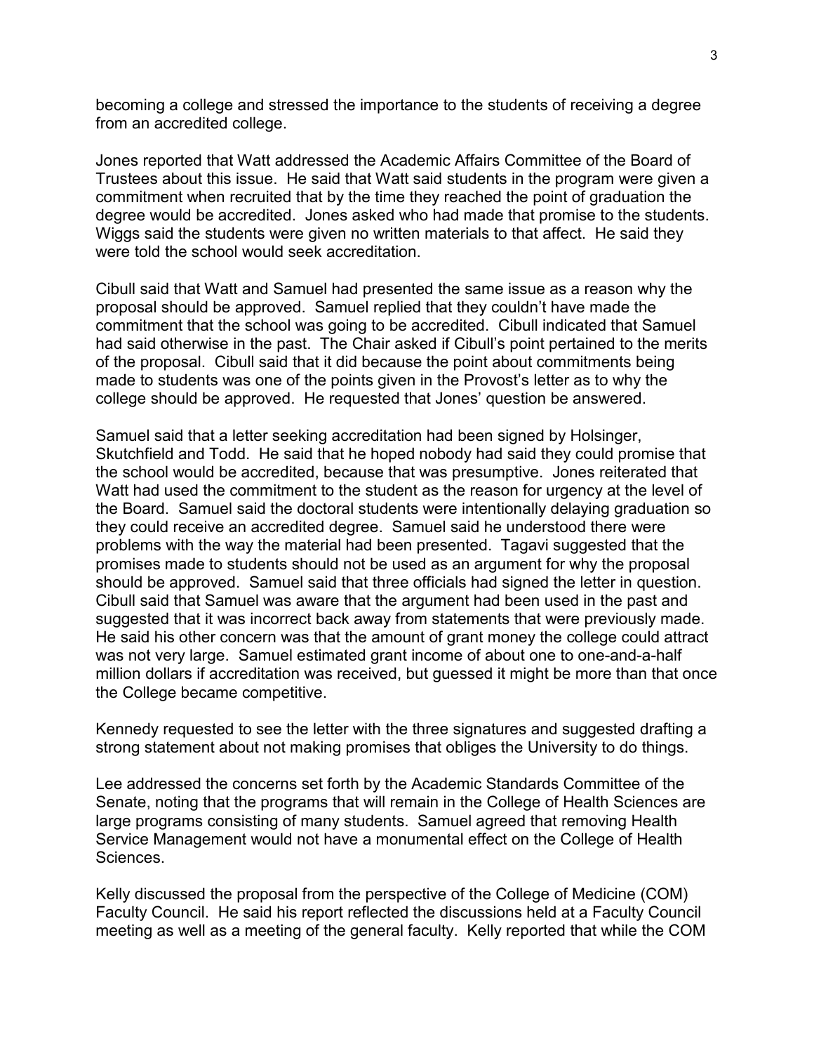becoming a college and stressed the importance to the students of receiving a degree from an accredited college.

Jones reported that Watt addressed the Academic Affairs Committee of the Board of Trustees about this issue. He said that Watt said students in the program were given a commitment when recruited that by the time they reached the point of graduation the degree would be accredited. Jones asked who had made that promise to the students. Wiggs said the students were given no written materials to that affect. He said they were told the school would seek accreditation.

Cibull said that Watt and Samuel had presented the same issue as a reason why the proposal should be approved. Samuel replied that they couldn't have made the commitment that the school was going to be accredited. Cibull indicated that Samuel had said otherwise in the past. The Chair asked if Cibull's point pertained to the merits of the proposal. Cibull said that it did because the point about commitments being made to students was one of the points given in the Provost's letter as to why the college should be approved. He requested that Jones' question be answered.

Samuel said that a letter seeking accreditation had been signed by Holsinger, Skutchfield and Todd. He said that he hoped nobody had said they could promise that the school would be accredited, because that was presumptive. Jones reiterated that Watt had used the commitment to the student as the reason for urgency at the level of the Board. Samuel said the doctoral students were intentionally delaying graduation so they could receive an accredited degree. Samuel said he understood there were problems with the way the material had been presented. Tagavi suggested that the promises made to students should not be used as an argument for why the proposal should be approved. Samuel said that three officials had signed the letter in question. Cibull said that Samuel was aware that the argument had been used in the past and suggested that it was incorrect back away from statements that were previously made. He said his other concern was that the amount of grant money the college could attract was not very large. Samuel estimated grant income of about one to one-and-a-half million dollars if accreditation was received, but guessed it might be more than that once the College became competitive.

Kennedy requested to see the letter with the three signatures and suggested drafting a strong statement about not making promises that obliges the University to do things.

Lee addressed the concerns set forth by the Academic Standards Committee of the Senate, noting that the programs that will remain in the College of Health Sciences are large programs consisting of many students. Samuel agreed that removing Health Service Management would not have a monumental effect on the College of Health Sciences.

Kelly discussed the proposal from the perspective of the College of Medicine (COM) Faculty Council. He said his report reflected the discussions held at a Faculty Council meeting as well as a meeting of the general faculty. Kelly reported that while the COM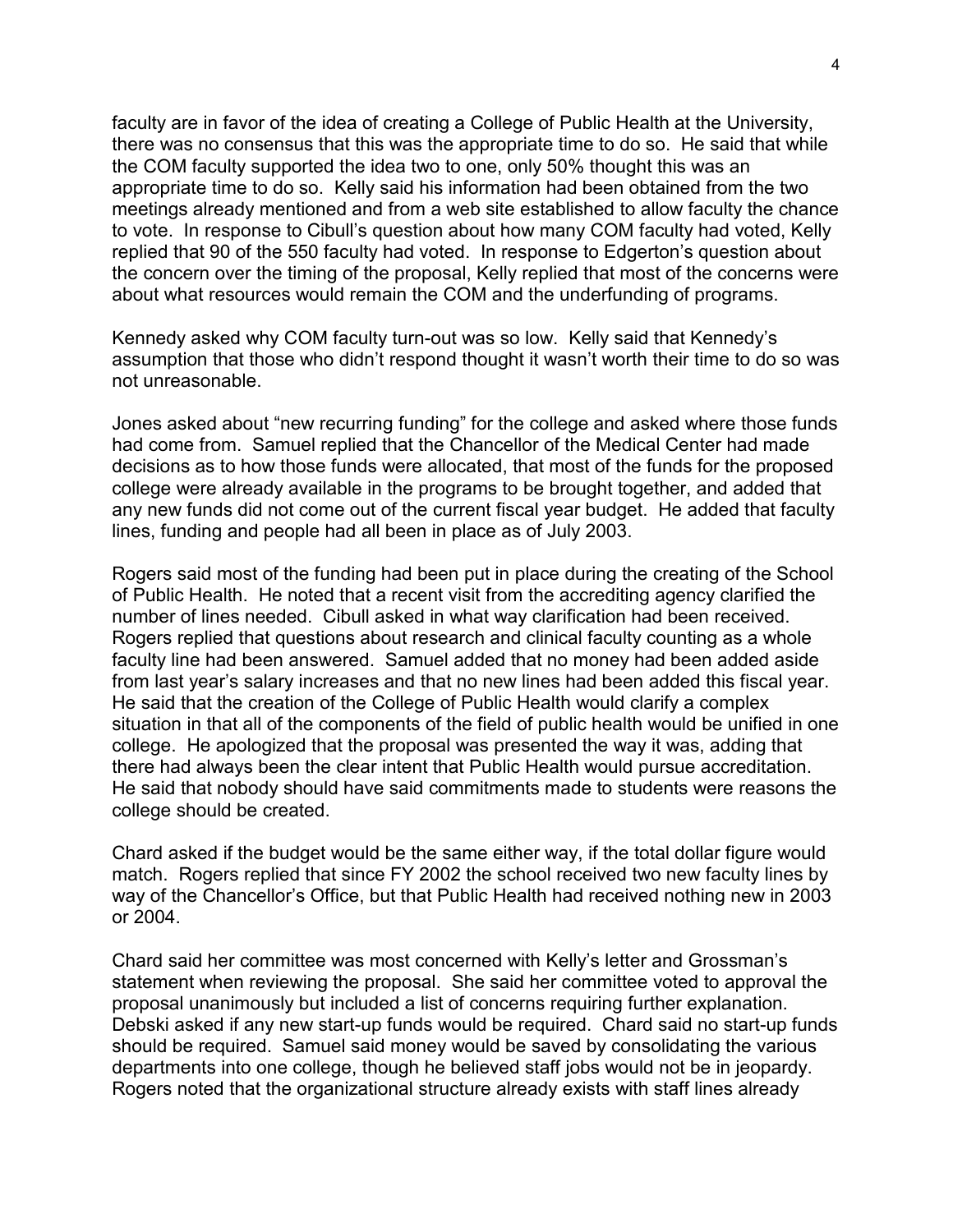faculty are in favor of the idea of creating a College of Public Health at the University, there was no consensus that this was the appropriate time to do so. He said that while the COM faculty supported the idea two to one, only 50% thought this was an appropriate time to do so. Kelly said his information had been obtained from the two meetings already mentioned and from a web site established to allow faculty the chance to vote. In response to Cibull's question about how many COM faculty had voted, Kelly replied that 90 of the 550 faculty had voted. In response to Edgerton's question about the concern over the timing of the proposal, Kelly replied that most of the concerns were about what resources would remain the COM and the underfunding of programs.

Kennedy asked why COM faculty turn-out was so low. Kelly said that Kennedy's assumption that those who didn't respond thought it wasn't worth their time to do so was not unreasonable.

Jones asked about "new recurring funding" for the college and asked where those funds had come from. Samuel replied that the Chancellor of the Medical Center had made decisions as to how those funds were allocated, that most of the funds for the proposed college were already available in the programs to be brought together, and added that any new funds did not come out of the current fiscal year budget. He added that faculty lines, funding and people had all been in place as of July 2003.

Rogers said most of the funding had been put in place during the creating of the School of Public Health. He noted that a recent visit from the accrediting agency clarified the number of lines needed. Cibull asked in what way clarification had been received. Rogers replied that questions about research and clinical faculty counting as a whole faculty line had been answered. Samuel added that no money had been added aside from last year's salary increases and that no new lines had been added this fiscal year. He said that the creation of the College of Public Health would clarify a complex situation in that all of the components of the field of public health would be unified in one college. He apologized that the proposal was presented the way it was, adding that there had always been the clear intent that Public Health would pursue accreditation. He said that nobody should have said commitments made to students were reasons the college should be created.

Chard asked if the budget would be the same either way, if the total dollar figure would match. Rogers replied that since FY 2002 the school received two new faculty lines by way of the Chancellor's Office, but that Public Health had received nothing new in 2003 or 2004.

Chard said her committee was most concerned with Kelly's letter and Grossman's statement when reviewing the proposal. She said her committee voted to approval the proposal unanimously but included a list of concerns requiring further explanation. Debski asked if any new start-up funds would be required. Chard said no start-up funds should be required. Samuel said money would be saved by consolidating the various departments into one college, though he believed staff jobs would not be in jeopardy. Rogers noted that the organizational structure already exists with staff lines already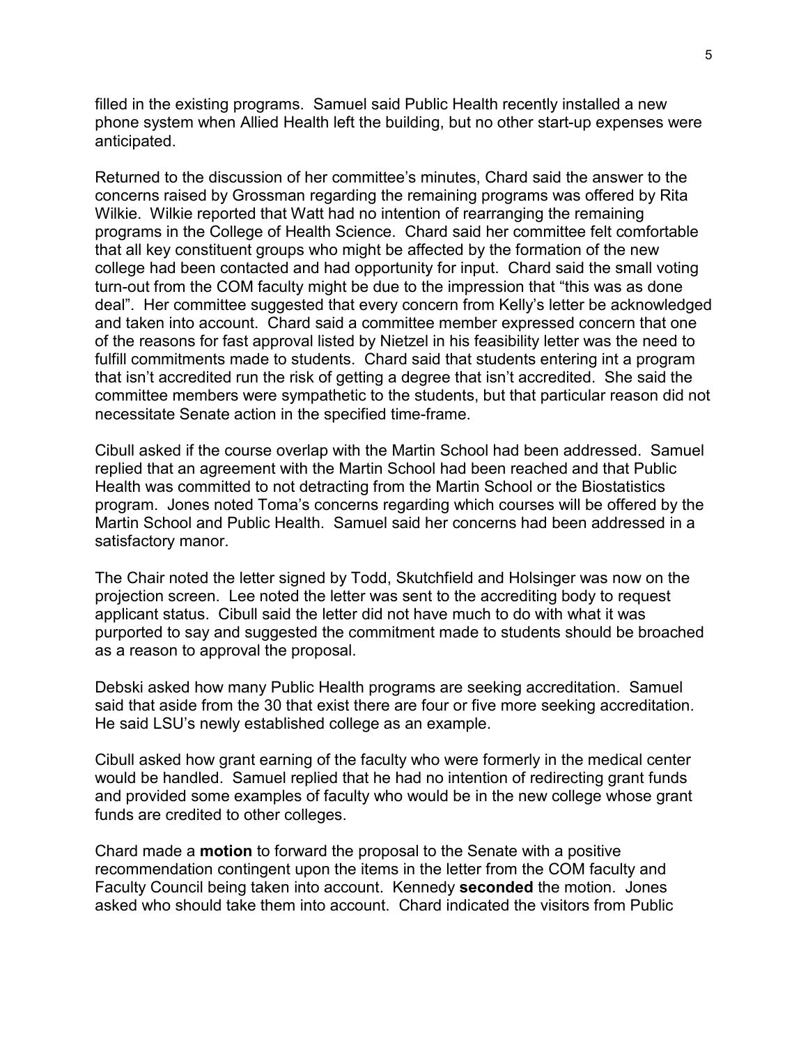filled in the existing programs. Samuel said Public Health recently installed a new phone system when Allied Health left the building, but no other start-up expenses were anticipated.

Returned to the discussion of her committee's minutes, Chard said the answer to the concerns raised by Grossman regarding the remaining programs was offered by Rita Wilkie. Wilkie reported that Watt had no intention of rearranging the remaining programs in the College of Health Science. Chard said her committee felt comfortable that all key constituent groups who might be affected by the formation of the new college had been contacted and had opportunity for input. Chard said the small voting turn-out from the COM faculty might be due to the impression that "this was as done deal". Her committee suggested that every concern from Kelly's letter be acknowledged and taken into account. Chard said a committee member expressed concern that one of the reasons for fast approval listed by Nietzel in his feasibility letter was the need to fulfill commitments made to students. Chard said that students entering int a program that isn't accredited run the risk of getting a degree that isn't accredited. She said the committee members were sympathetic to the students, but that particular reason did not necessitate Senate action in the specified time-frame.

Cibull asked if the course overlap with the Martin School had been addressed. Samuel replied that an agreement with the Martin School had been reached and that Public Health was committed to not detracting from the Martin School or the Biostatistics program. Jones noted Toma's concerns regarding which courses will be offered by the Martin School and Public Health. Samuel said her concerns had been addressed in a satisfactory manor.

The Chair noted the letter signed by Todd, Skutchfield and Holsinger was now on the projection screen. Lee noted the letter was sent to the accrediting body to request applicant status. Cibull said the letter did not have much to do with what it was purported to say and suggested the commitment made to students should be broached as a reason to approval the proposal.

Debski asked how many Public Health programs are seeking accreditation. Samuel said that aside from the 30 that exist there are four or five more seeking accreditation. He said LSU's newly established college as an example.

Cibull asked how grant earning of the faculty who were formerly in the medical center would be handled. Samuel replied that he had no intention of redirecting grant funds and provided some examples of faculty who would be in the new college whose grant funds are credited to other colleges.

Chard made a **motion** to forward the proposal to the Senate with a positive recommendation contingent upon the items in the letter from the COM faculty and Faculty Council being taken into account. Kennedy **seconded** the motion. Jones asked who should take them into account. Chard indicated the visitors from Public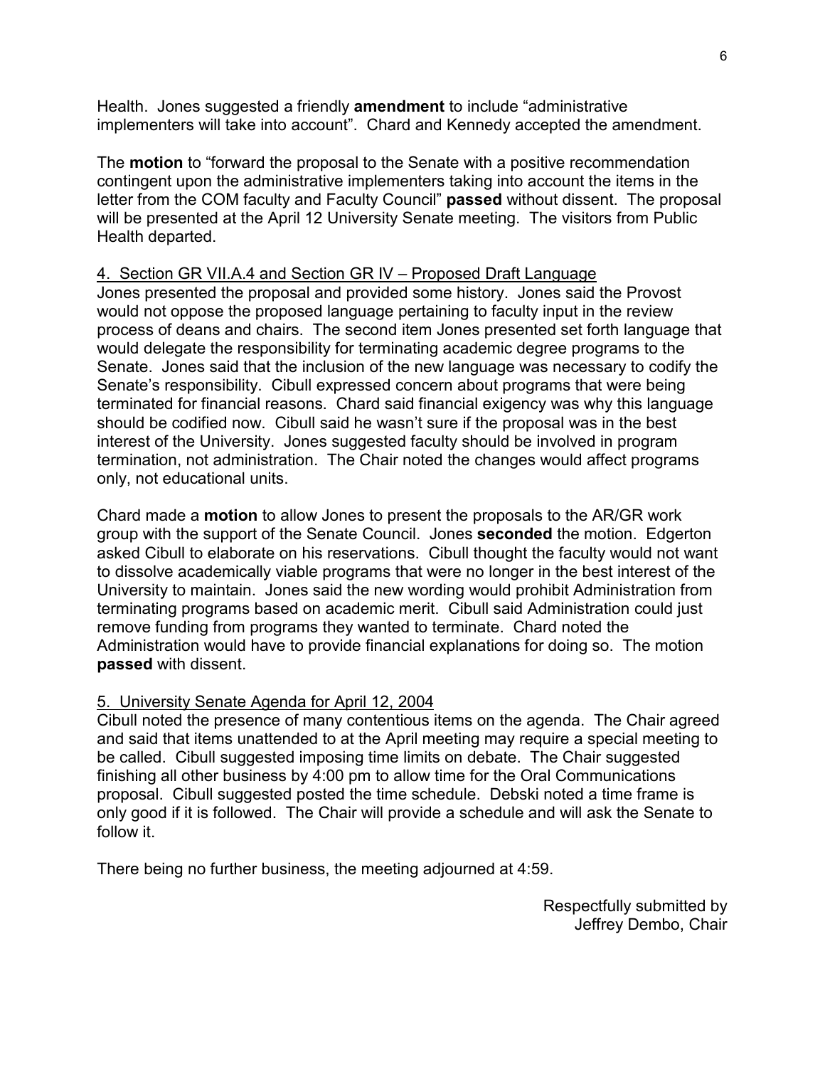Health. Jones suggested a friendly **amendment** to include "administrative implementers will take into account". Chard and Kennedy accepted the amendment.

The **motion** to "forward the proposal to the Senate with a positive recommendation contingent upon the administrative implementers taking into account the items in the letter from the COM faculty and Faculty Council" **passed** without dissent. The proposal will be presented at the April 12 University Senate meeting. The visitors from Public Health departed.

4. Section GR VII.A.4 and Section GR IV – Proposed Draft Language

Jones presented the proposal and provided some history. Jones said the Provost would not oppose the proposed language pertaining to faculty input in the review process of deans and chairs. The second item Jones presented set forth language that would delegate the responsibility for terminating academic degree programs to the Senate. Jones said that the inclusion of the new language was necessary to codify the Senate's responsibility. Cibull expressed concern about programs that were being terminated for financial reasons. Chard said financial exigency was why this language should be codified now. Cibull said he wasn't sure if the proposal was in the best interest of the University. Jones suggested faculty should be involved in program termination, not administration. The Chair noted the changes would affect programs only, not educational units.

Chard made a **motion** to allow Jones to present the proposals to the AR/GR work group with the support of the Senate Council. Jones **seconded** the motion. Edgerton asked Cibull to elaborate on his reservations. Cibull thought the faculty would not want to dissolve academically viable programs that were no longer in the best interest of the University to maintain. Jones said the new wording would prohibit Administration from terminating programs based on academic merit. Cibull said Administration could just remove funding from programs they wanted to terminate. Chard noted the Administration would have to provide financial explanations for doing so. The motion **passed** with dissent.

5. University Senate Agenda for April 12, 2004

Cibull noted the presence of many contentious items on the agenda. The Chair agreed and said that items unattended to at the April meeting may require a special meeting to be called. Cibull suggested imposing time limits on debate. The Chair suggested finishing all other business by 4:00 pm to allow time for the Oral Communications proposal. Cibull suggested posted the time schedule. Debski noted a time frame is only good if it is followed. The Chair will provide a schedule and will ask the Senate to follow it.

There being no further business, the meeting adjourned at 4:59.

Respectfully submitted by
Jeffrey Dembo, Chair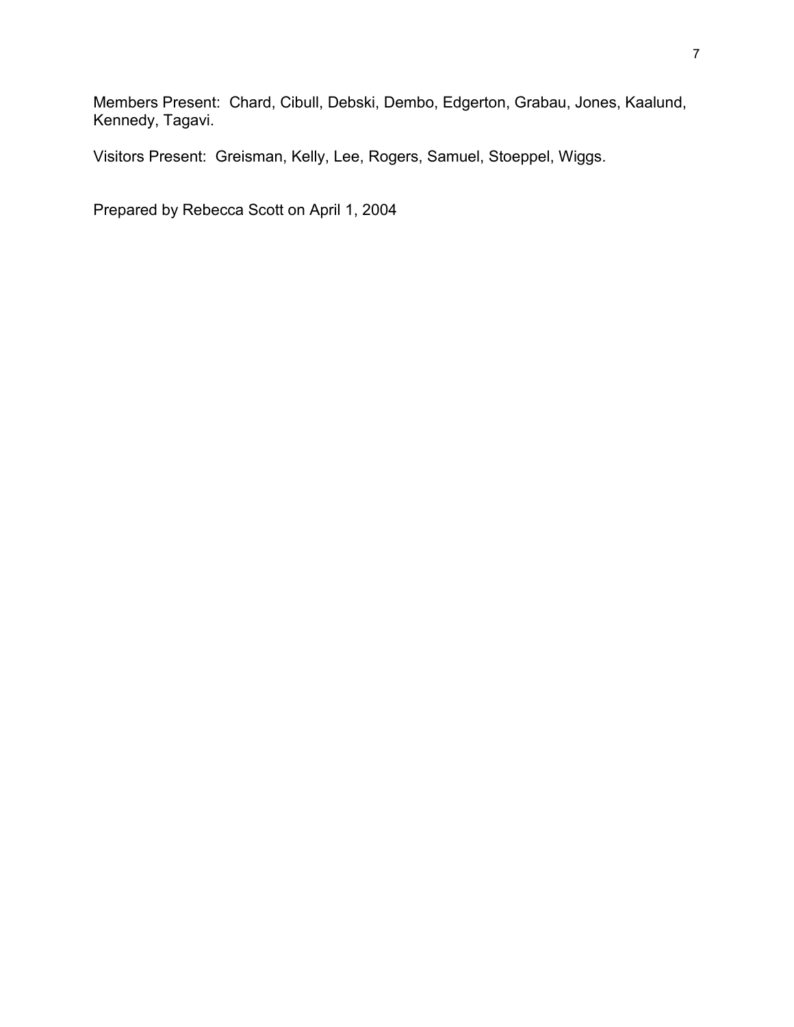Members Present: Chard, Cibull, Debski, Dembo, Edgerton, Grabau, Jones, Kaalund, Kennedy, Tagavi.

Visitors Present: Greisman, Kelly, Lee, Rogers, Samuel, Stoeppel, Wiggs.

Prepared by Rebecca Scott on April 1, 2004